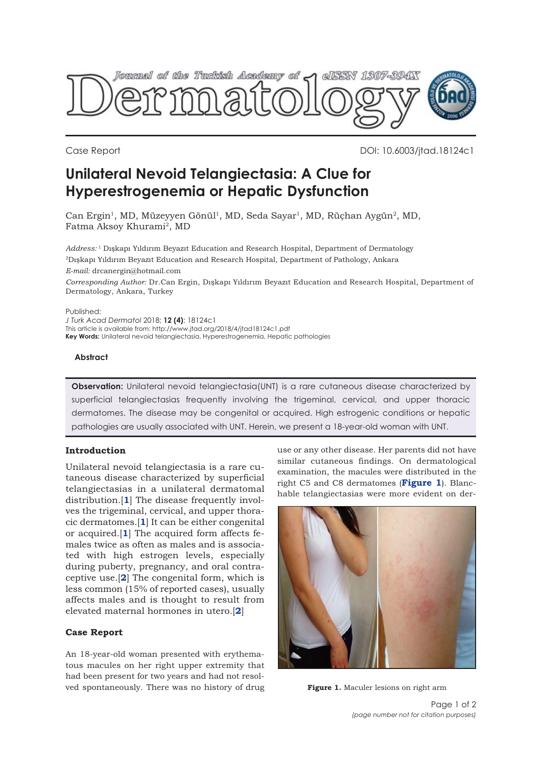Case Report

DOI: 10.6003/jtad.18124c1

# Unilateral Nevoid Telangiectasia: A Clue for Hyperestrogenemia or Hepatic Dysfunction

Can Ergin[1], MD, Müzeyyen Gönül[1], MD, Seda Sayar[1], MD, Rüçhan Aygün[2], MD, Fatma Aksoy Khurami[2], MD

*Address:* [1] Dışkapı Yıldırım Beyazıt Education and Research Hospital, Department of Dermatology
[2]Dışkapı Yıldırım Beyazıt Education and Research Hospital, Department of Pathology, Ankara

*E-mail:* drcanergin@hotmail.com

*Corresponding Author:* Dr.Can Ergin, Dışkapı Yıldırım Beyazıt Education and Research Hospital, Department of Dermatology, Ankara, Turkey

Published:
*J Turk Acad Dermatol* 2018; **12 (4)**: 18124c1
This article is available from: http://www.jtad.org/2018/4/jtad18124c1.pdf
**Key Words:** Unilateral nevoid telangiectasia, Hyperestrogenemia, Hepatic pathologies

### Abstract

**Observation:** Unilateral nevoid telangiectasia(UNT) is a rare cutaneous disease characterized by superficial telangiectasias frequently involving the trigeminal, cervical, and upper thoracic dermatomes. The disease may be congenital or acquired. High estrogenic conditions or hepatic pathologies are usually associated with UNT. Herein, we present a 18-year-old woman with UNT.

## Introduction

Unilateral nevoid telangiectasia is a rare cutaneous disease characterized by superficial telangiectasias in a unilateral dermatomal distribution.[1] The disease frequently involves the trigeminal, cervical, and upper thoracic dermatomes.[1] It can be either congenital or acquired.[1] The acquired form affects females twice as often as males and is associated with high estrogen levels, especially during puberty, pregnancy, and oral contraceptive use.[2] The congenital form, which is less common (15% of reported cases), usually affects males and is thought to result from elevated maternal hormones in utero.[2]

## Case Report

An 18-year-old woman presented with erythematous macules on her right upper extremity that had been present for two years and had not resolved spontaneously. There was no history of drug use or any other disease. Her parents did not have similar cutaneous findings. On dermatological examination, the macules were distributed in the right C5 and C8 dermatomes (**Figure 1**). Blanchable telangiectasias were more evident on der-

**Figure 1.** Maculer lesions on right arm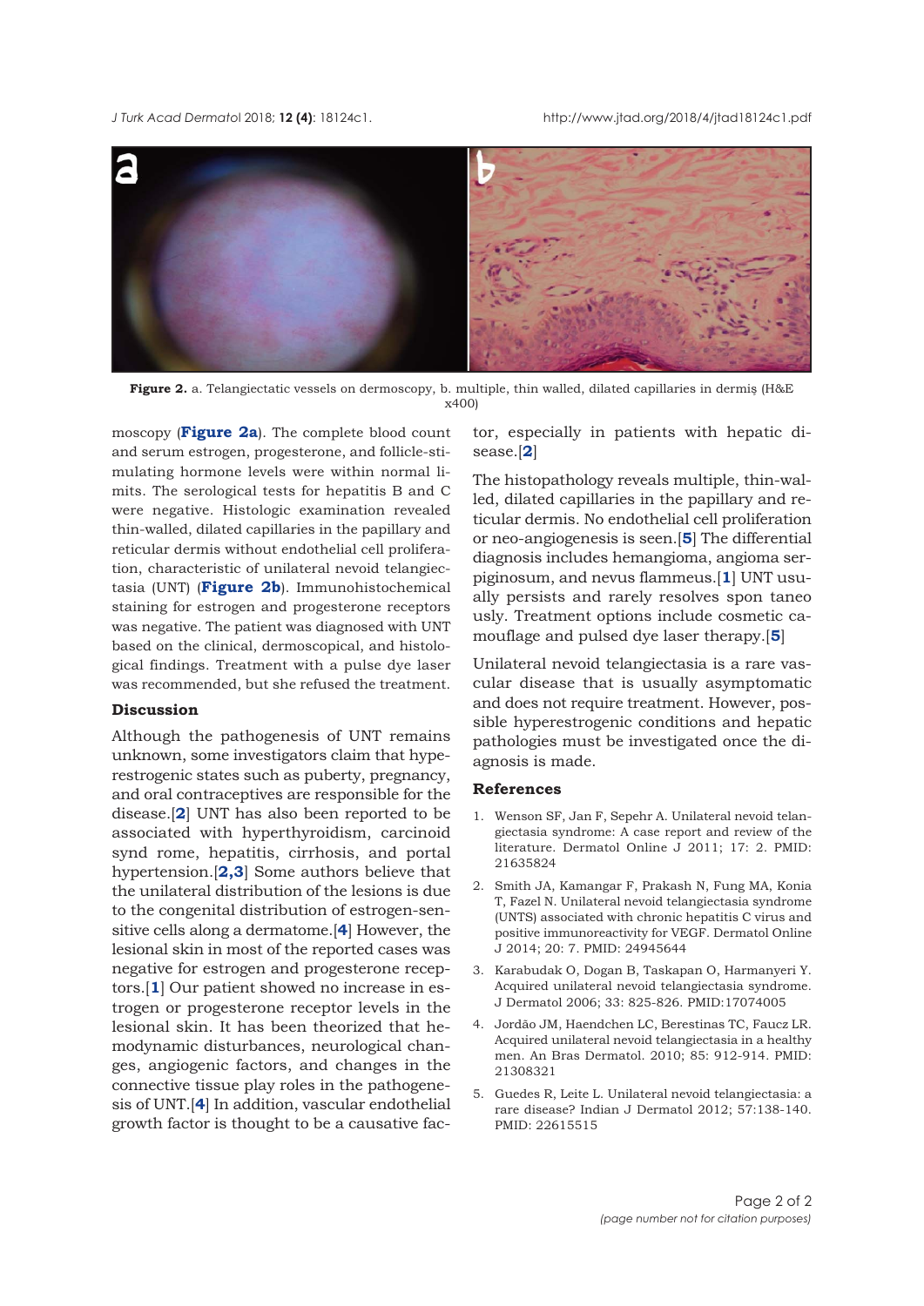**Figure 2.** a. Telangiectatic vessels on dermoscopy, b. multiple, thin walled, dilated capillaries in dermiş (H&E x400)

moscopy (**Figure 2a**). The complete blood count and serum estrogen, progesterone, and follicle-stimulating hormone levels were within normal limits. The serological tests for hepatitis B and C were negative. Histologic examination revealed thin-walled, dilated capillaries in the papillary and reticular dermis without endothelial cell proliferation, characteristic of unilateral nevoid telangiectasia (UNT) (**Figure 2b**). Immunohistochemical staining for estrogen and progesterone receptors was negative. The patient was diagnosed with UNT based on the clinical, dermoscopical, and histological findings. Treatment with a pulse dye laser was recommended, but she refused the treatment.

## Discussion

Although the pathogenesis of UNT remains unknown, some investigators claim that hyperestrogenic states such as puberty, pregnancy, and oral contraceptives are responsible for the disease.[2] UNT has also been reported to be associated with hyperthyroidism, carcinoid synd rome, hepatitis, cirrhosis, and portal hypertension.[2,3] Some authors believe that the unilateral distribution of the lesions is due to the congenital distribution of estrogen-sensitive cells along a dermatome.[4] However, the lesional skin in most of the reported cases was negative for estrogen and progesterone receptors.[1] Our patient showed no increase in estrogen or progesterone receptor levels in the lesional skin. It has been theorized that hemodynamic disturbances, neurological changes, angiogenic factors, and changes in the connective tissue play roles in the pathogenesis of UNT.[4] In addition, vascular endothelial growth factor is thought to be a causative factor, especially in patients with hepatic disease.[2]

The histopathology reveals multiple, thin-walled, dilated capillaries in the papillary and reticular dermis. No endothelial cell proliferation or neo-angiogenesis is seen.[5] The differential diagnosis includes hemangioma, angioma serpiginosum, and nevus flammeus.[1] UNT usually persists and rarely resolves spon taneo usly. Treatment options include cosmetic camouflage and pulsed dye laser therapy.[5]

Unilateral nevoid telangiectasia is a rare vascular disease that is usually asymptomatic and does not require treatment. However, possible hyperestrogenic conditions and hepatic pathologies must be investigated once the diagnosis is made.

## References

1. Wenson SF, Jan F, Sepehr A. Unilateral nevoid telangiectasia syndrome: A case report and review of the literature. Dermatol Online J 2011; 17: 2. PMID: 21635824
2. Smith JA, Kamangar F, Prakash N, Fung MA, Konia T, Fazel N. Unilateral nevoid telangiectasia syndrome (UNTS) associated with chronic hepatitis C virus and positive immunoreactivity for VEGF. Dermatol Online J 2014; 20: 7. PMID: 24945644
3. Karabudak O, Dogan B, Taskapan O, Harmanyeri Y. Acquired unilateral nevoid telangiectasia syndrome. J Dermatol 2006; 33: 825-826. PMID:17074005
4. Jordão JM, Haendchen LC, Berestinas TC, Faucz LR. Acquired unilateral nevoid telangiectasia in a healthy men. An Bras Dermatol. 2010; 85: 912-914. PMID: 21308321
5. Guedes R, Leite L. Unilateral nevoid telangiectasia: a rare disease? Indian J Dermatol 2012; 57:138-140. PMID: 22615515